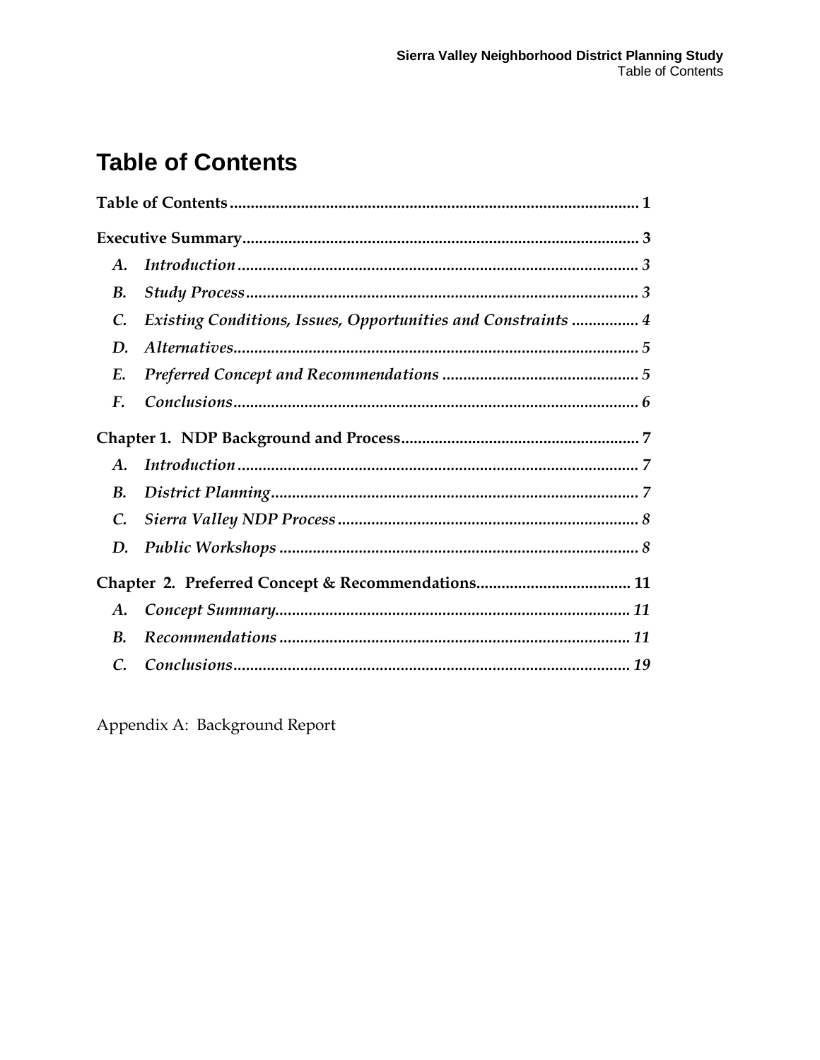# Table of Contents

**Table of Contents** ........................................................................................................ **1**

**Executive Summary** ........................................................................................................ **3**

- ***A. Introduction*** ........................................................................................................ ***3***
- ***B. Study Process*** ........................................................................................................ ***3***
- ***C. Existing Conditions, Issues, Opportunities and Constraints*** ................ ***4***
- ***D. Alternatives*** ........................................................................................................ ***5***
- ***E. Preferred Concept and Recommendations*** ............................................... ***5***
- ***F. Conclusions*** ........................................................................................................ ***6***

**Chapter 1. NDP Background and Process** ........................................................ **7**

- ***A. Introduction*** ........................................................................................................ ***7***
- ***B. District Planning*** ........................................................................................................ ***7***
- ***C. Sierra Valley NDP Process*** ........................................................................ ***8***
- ***D. Public Workshops*** ........................................................................................................ ***8***

**Chapter 2. Preferred Concept & Recommendations** ..................................... **11**

- ***A. Concept Summary*** ........................................................................................................ ***11***
- ***B. Recommendations*** ........................................................................................................ ***11***
- ***C. Conclusions*** ........................................................................................................ ***19***

Appendix A: Background Report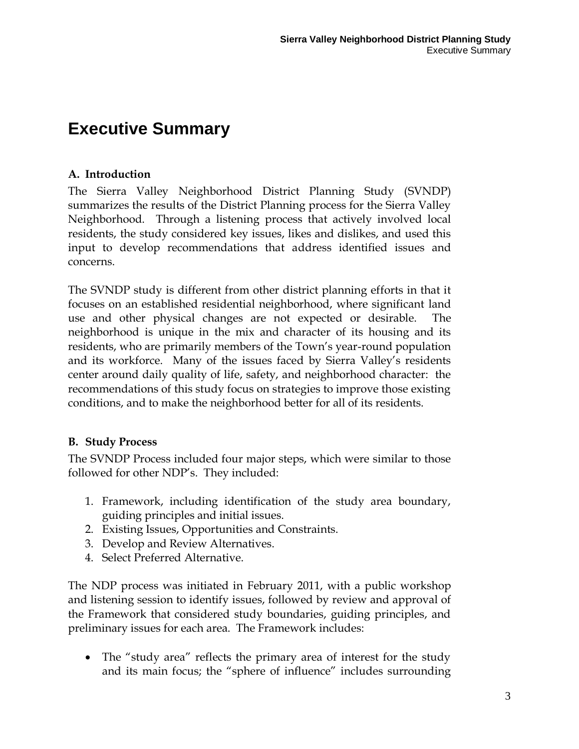# Executive Summary

### A. Introduction

The Sierra Valley Neighborhood District Planning Study (SVNDP) summarizes the results of the District Planning process for the Sierra Valley Neighborhood. Through a listening process that actively involved local residents, the study considered key issues, likes and dislikes, and used this input to develop recommendations that address identified issues and concerns.

The SVNDP study is different from other district planning efforts in that it focuses on an established residential neighborhood, where significant land use and other physical changes are not expected or desirable. The neighborhood is unique in the mix and character of its housing and its residents, who are primarily members of the Town's year-round population and its workforce. Many of the issues faced by Sierra Valley's residents center around daily quality of life, safety, and neighborhood character: the recommendations of this study focus on strategies to improve those existing conditions, and to make the neighborhood better for all of its residents.

### B. Study Process

The SVNDP Process included four major steps, which were similar to those followed for other NDP's. They included:

1. Framework, including identification of the study area boundary, guiding principles and initial issues.
2. Existing Issues, Opportunities and Constraints.
3. Develop and Review Alternatives.
4. Select Preferred Alternative.

The NDP process was initiated in February 2011, with a public workshop and listening session to identify issues, followed by review and approval of the Framework that considered study boundaries, guiding principles, and preliminary issues for each area. The Framework includes:

- The "study area" reflects the primary area of interest for the study and its main focus; the "sphere of influence" includes surrounding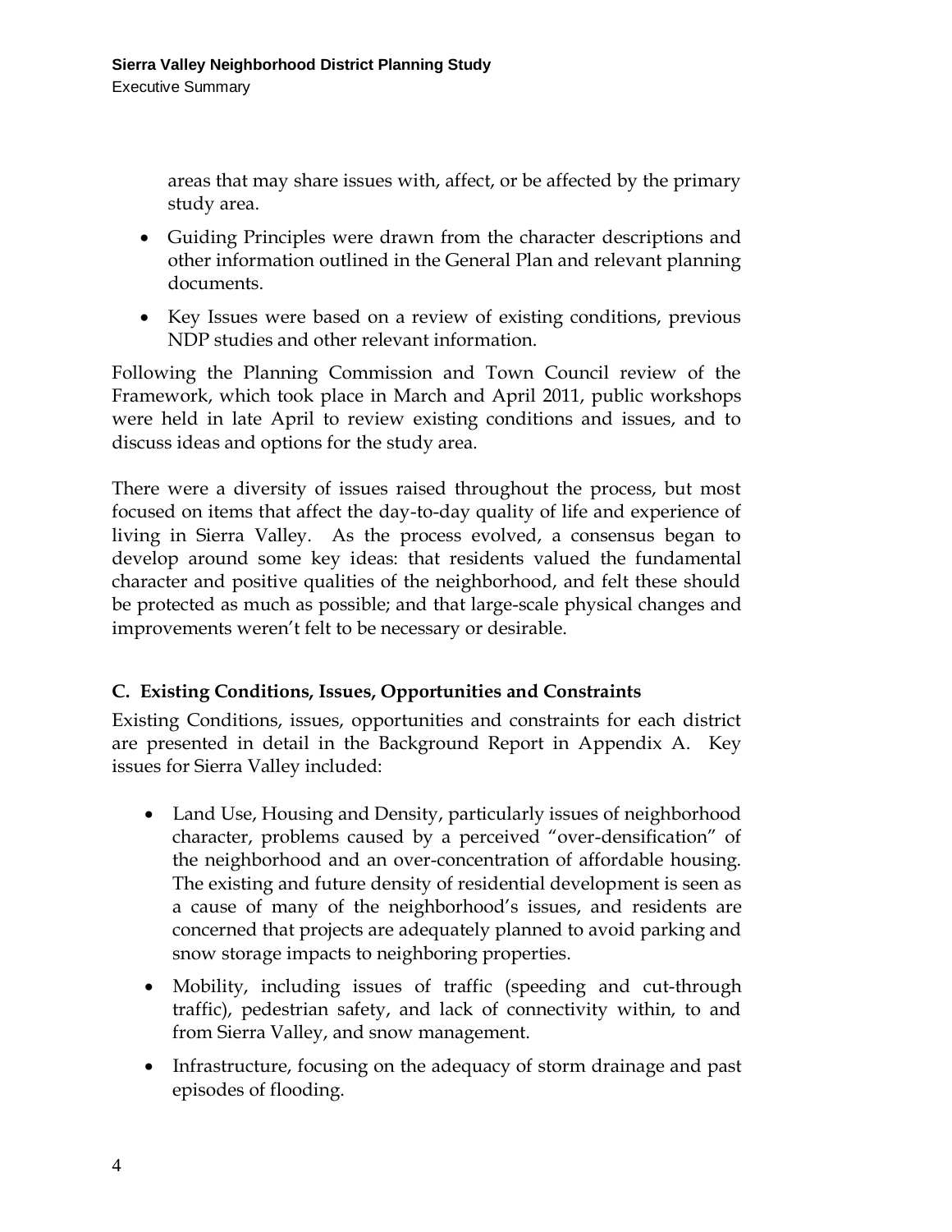areas that may share issues with, affect, or be affected by the primary study area.

- Guiding Principles were drawn from the character descriptions and other information outlined in the General Plan and relevant planning documents.
- Key Issues were based on a review of existing conditions, previous NDP studies and other relevant information.

Following the Planning Commission and Town Council review of the Framework, which took place in March and April 2011, public workshops were held in late April to review existing conditions and issues, and to discuss ideas and options for the study area.

There were a diversity of issues raised throughout the process, but most focused on items that affect the day-to-day quality of life and experience of living in Sierra Valley. As the process evolved, a consensus began to develop around some key ideas: that residents valued the fundamental character and positive qualities of the neighborhood, and felt these should be protected as much as possible; and that large-scale physical changes and improvements weren't felt to be necessary or desirable.

### C. Existing Conditions, Issues, Opportunities and Constraints

Existing Conditions, issues, opportunities and constraints for each district are presented in detail in the Background Report in Appendix A. Key issues for Sierra Valley included:

- Land Use, Housing and Density, particularly issues of neighborhood character, problems caused by a perceived "over-densification" of the neighborhood and an over-concentration of affordable housing. The existing and future density of residential development is seen as a cause of many of the neighborhood's issues, and residents are concerned that projects are adequately planned to avoid parking and snow storage impacts to neighboring properties.
- Mobility, including issues of traffic (speeding and cut-through traffic), pedestrian safety, and lack of connectivity within, to and from Sierra Valley, and snow management.
- Infrastructure, focusing on the adequacy of storm drainage and past episodes of flooding.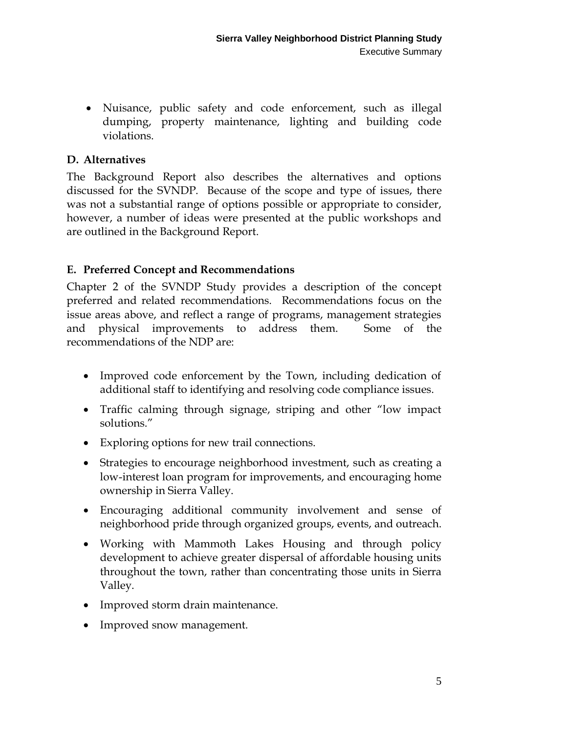- Nuisance, public safety and code enforcement, such as illegal dumping, property maintenance, lighting and building code violations.

## D. Alternatives

The Background Report also describes the alternatives and options discussed for the SVNDP. Because of the scope and type of issues, there was not a substantial range of options possible or appropriate to consider, however, a number of ideas were presented at the public workshops and are outlined in the Background Report.

## E. Preferred Concept and Recommendations

Chapter 2 of the SVNDP Study provides a description of the concept preferred and related recommendations. Recommendations focus on the issue areas above, and reflect a range of programs, management strategies and physical improvements to address them. Some of the recommendations of the NDP are:

- Improved code enforcement by the Town, including dedication of additional staff to identifying and resolving code compliance issues.
- Traffic calming through signage, striping and other "low impact solutions."
- Exploring options for new trail connections.
- Strategies to encourage neighborhood investment, such as creating a low-interest loan program for improvements, and encouraging home ownership in Sierra Valley.
- Encouraging additional community involvement and sense of neighborhood pride through organized groups, events, and outreach.
- Working with Mammoth Lakes Housing and through policy development to achieve greater dispersal of affordable housing units throughout the town, rather than concentrating those units in Sierra Valley.
- Improved storm drain maintenance.
- Improved snow management.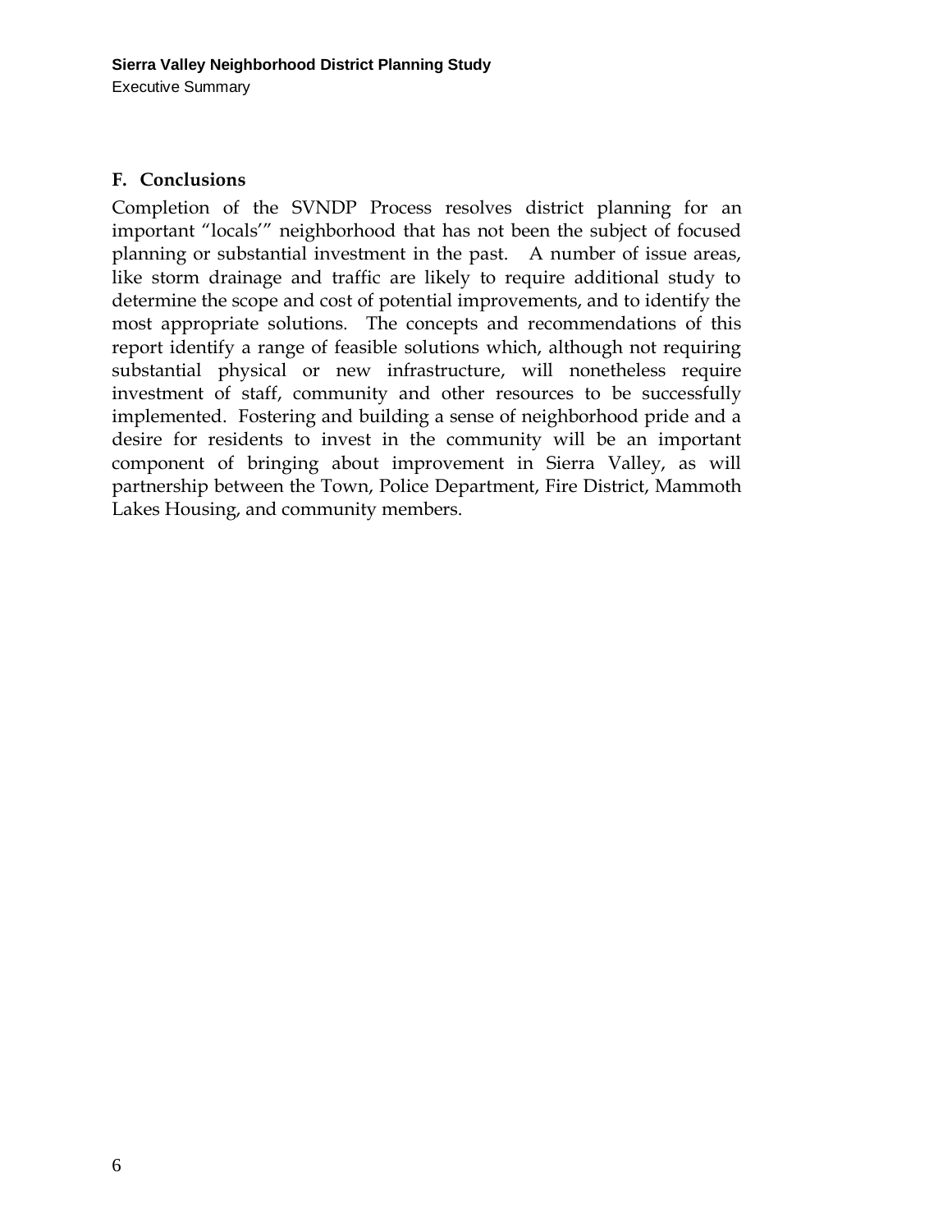## F. Conclusions

Completion of the SVNDP Process resolves district planning for an important "locals'" neighborhood that has not been the subject of focused planning or substantial investment in the past. A number of issue areas, like storm drainage and traffic are likely to require additional study to determine the scope and cost of potential improvements, and to identify the most appropriate solutions. The concepts and recommendations of this report identify a range of feasible solutions which, although not requiring substantial physical or new infrastructure, will nonetheless require investment of staff, community and other resources to be successfully implemented. Fostering and building a sense of neighborhood pride and a desire for residents to invest in the community will be an important component of bringing about improvement in Sierra Valley, as will partnership between the Town, Police Department, Fire District, Mammoth Lakes Housing, and community members.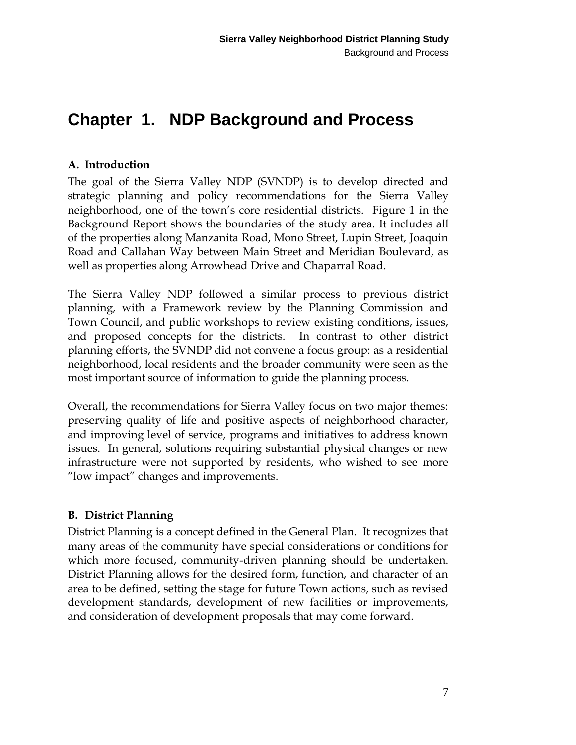# Chapter 1. NDP Background and Process

## A. Introduction

The goal of the Sierra Valley NDP (SVNDP) is to develop directed and strategic planning and policy recommendations for the Sierra Valley neighborhood, one of the town's core residential districts. Figure 1 in the Background Report shows the boundaries of the study area. It includes all of the properties along Manzanita Road, Mono Street, Lupin Street, Joaquin Road and Callahan Way between Main Street and Meridian Boulevard, as well as properties along Arrowhead Drive and Chaparral Road.

The Sierra Valley NDP followed a similar process to previous district planning, with a Framework review by the Planning Commission and Town Council, and public workshops to review existing conditions, issues, and proposed concepts for the districts. In contrast to other district planning efforts, the SVNDP did not convene a focus group: as a residential neighborhood, local residents and the broader community were seen as the most important source of information to guide the planning process.

Overall, the recommendations for Sierra Valley focus on two major themes: preserving quality of life and positive aspects of neighborhood character, and improving level of service, programs and initiatives to address known issues. In general, solutions requiring substantial physical changes or new infrastructure were not supported by residents, who wished to see more "low impact" changes and improvements.

## B. District Planning

District Planning is a concept defined in the General Plan. It recognizes that many areas of the community have special considerations or conditions for which more focused, community-driven planning should be undertaken. District Planning allows for the desired form, function, and character of an area to be defined, setting the stage for future Town actions, such as revised development standards, development of new facilities or improvements, and consideration of development proposals that may come forward.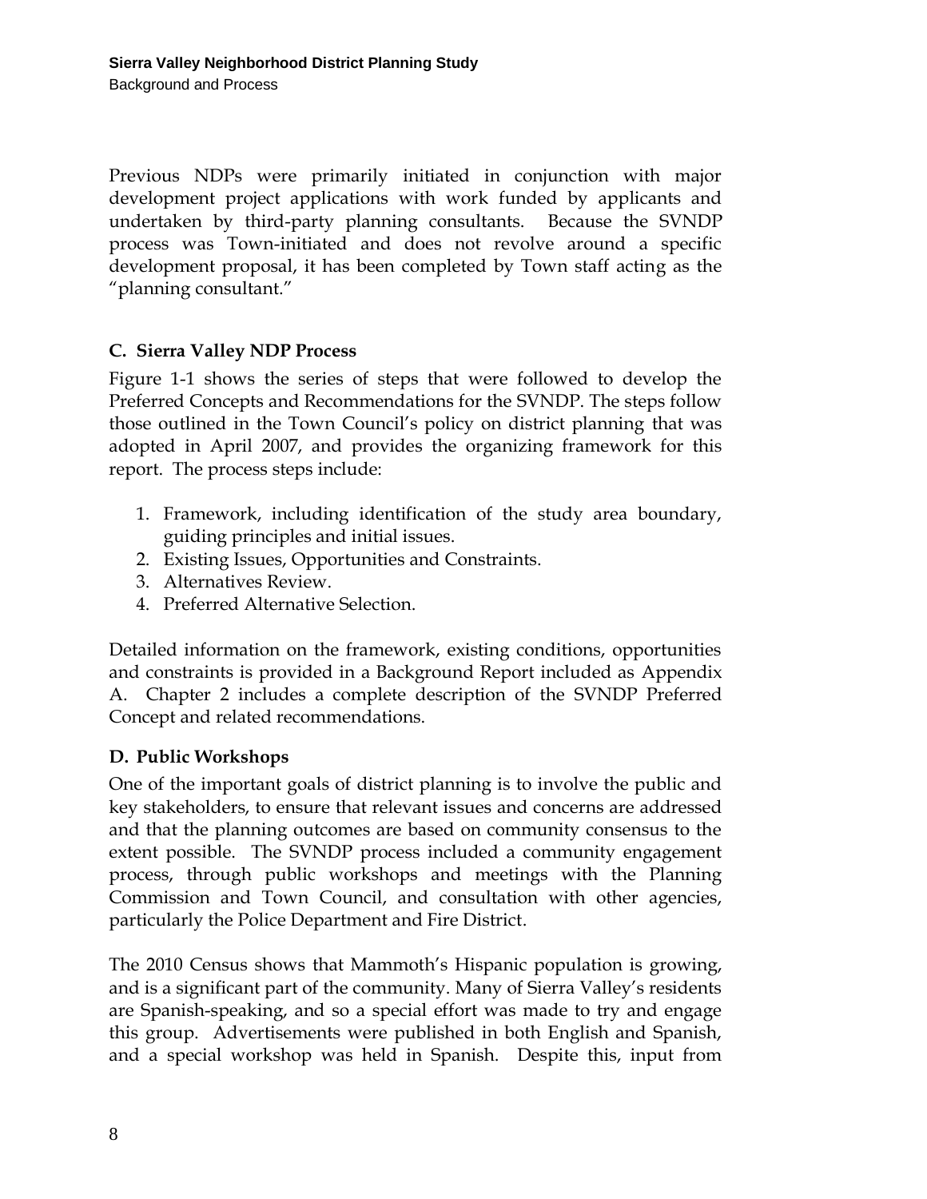Previous NDPs were primarily initiated in conjunction with major development project applications with work funded by applicants and undertaken by third-party planning consultants. Because the SVNDP process was Town-initiated and does not revolve around a specific development proposal, it has been completed by Town staff acting as the "planning consultant."

### C. Sierra Valley NDP Process

Figure 1-1 shows the series of steps that were followed to develop the Preferred Concepts and Recommendations for the SVNDP. The steps follow those outlined in the Town Council's policy on district planning that was adopted in April 2007, and provides the organizing framework for this report. The process steps include:

1. Framework, including identification of the study area boundary, guiding principles and initial issues.
2. Existing Issues, Opportunities and Constraints.
3. Alternatives Review.
4. Preferred Alternative Selection.

Detailed information on the framework, existing conditions, opportunities and constraints is provided in a Background Report included as Appendix A. Chapter 2 includes a complete description of the SVNDP Preferred Concept and related recommendations.

### D. Public Workshops

One of the important goals of district planning is to involve the public and key stakeholders, to ensure that relevant issues and concerns are addressed and that the planning outcomes are based on community consensus to the extent possible. The SVNDP process included a community engagement process, through public workshops and meetings with the Planning Commission and Town Council, and consultation with other agencies, particularly the Police Department and Fire District.

The 2010 Census shows that Mammoth's Hispanic population is growing, and is a significant part of the community. Many of Sierra Valley's residents are Spanish-speaking, and so a special effort was made to try and engage this group. Advertisements were published in both English and Spanish, and a special workshop was held in Spanish. Despite this, input from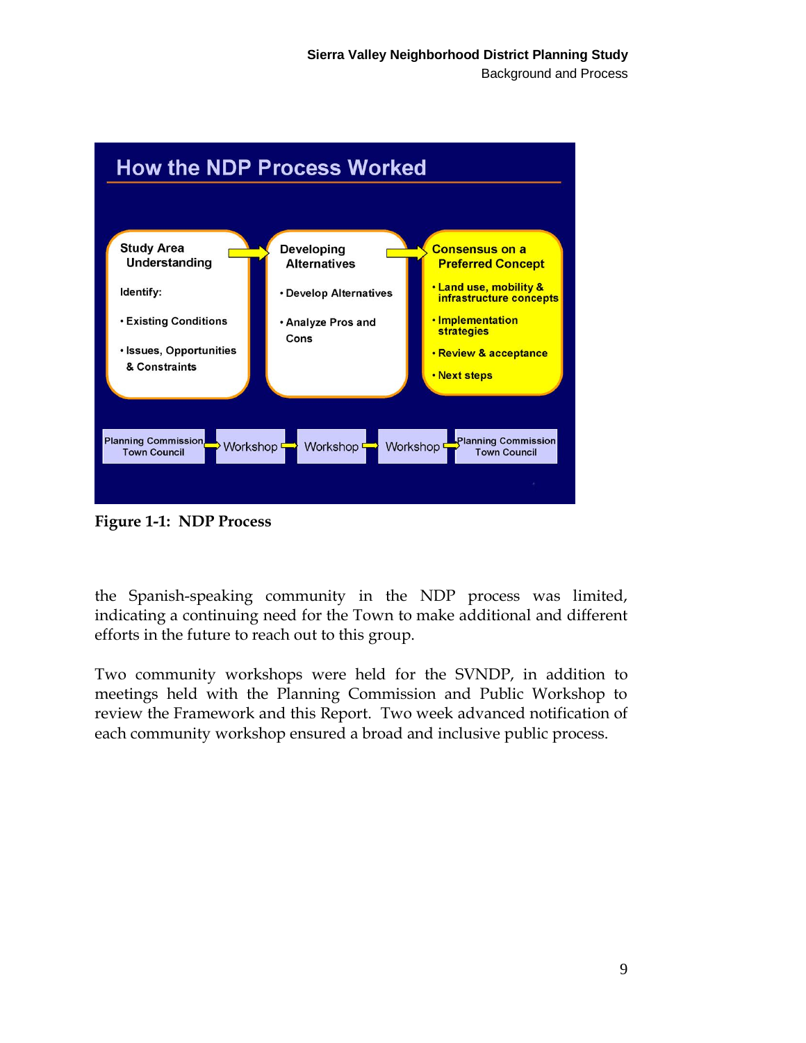## How the NDP Process Worked

**Study Area Understanding**

Identify:

- Existing Conditions
- Issues, Opportunities & Constraints

**Developing Alternatives**

- Develop Alternatives
- Analyze Pros and Cons

**Consensus on a Preferred Concept**

- Land use, mobility & infrastructure concepts
- Implementation strategies
- Review & acceptance
- Next steps

Planning Commission Town Council → Workshop → Workshop → Workshop → Planning Commission Town Council

**Figure 1-1: NDP Process**

the Spanish-speaking community in the NDP process was limited, indicating a continuing need for the Town to make additional and different efforts in the future to reach out to this group.

Two community workshops were held for the SVNDP, in addition to meetings held with the Planning Commission and Public Workshop to review the Framework and this Report. Two week advanced notification of each community workshop ensured a broad and inclusive public process.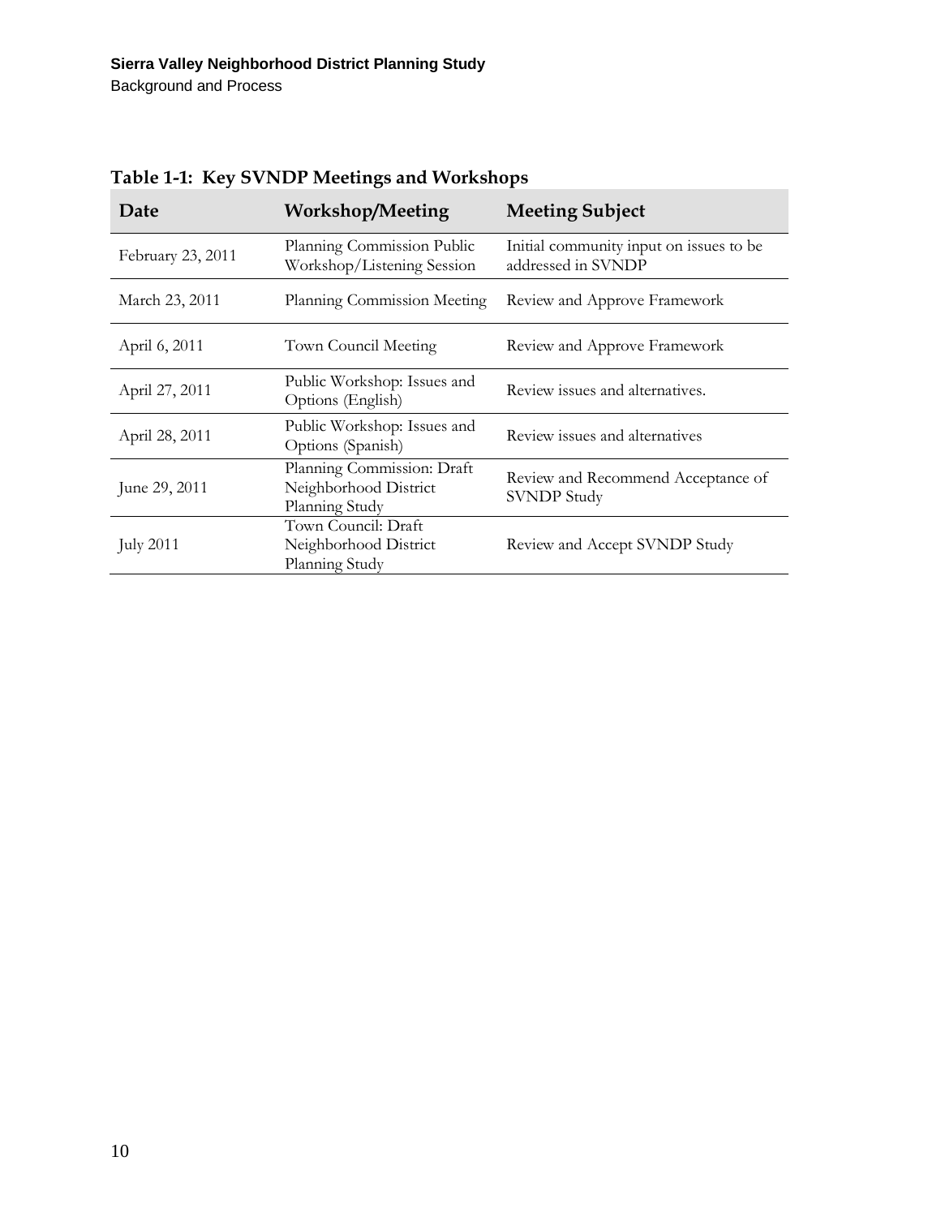**Table 1-1: Key SVNDP Meetings and Workshops**

| Date | Workshop/Meeting | Meeting Subject |
|---|---|---|
| February 23, 2011 | Planning Commission Public Workshop/Listening Session | Initial community input on issues to be addressed in SVNDP |
| March 23, 2011 | Planning Commission Meeting | Review and Approve Framework |
| April 6, 2011 | Town Council Meeting | Review and Approve Framework |
| April 27, 2011 | Public Workshop: Issues and Options (English) | Review issues and alternatives. |
| April 28, 2011 | Public Workshop: Issues and Options (Spanish) | Review issues and alternatives |
| June 29, 2011 | Planning Commission: Draft Neighborhood District Planning Study | Review and Recommend Acceptance of SVNDP Study |
| July 2011 | Town Council: Draft Neighborhood District Planning Study | Review and Accept SVNDP Study |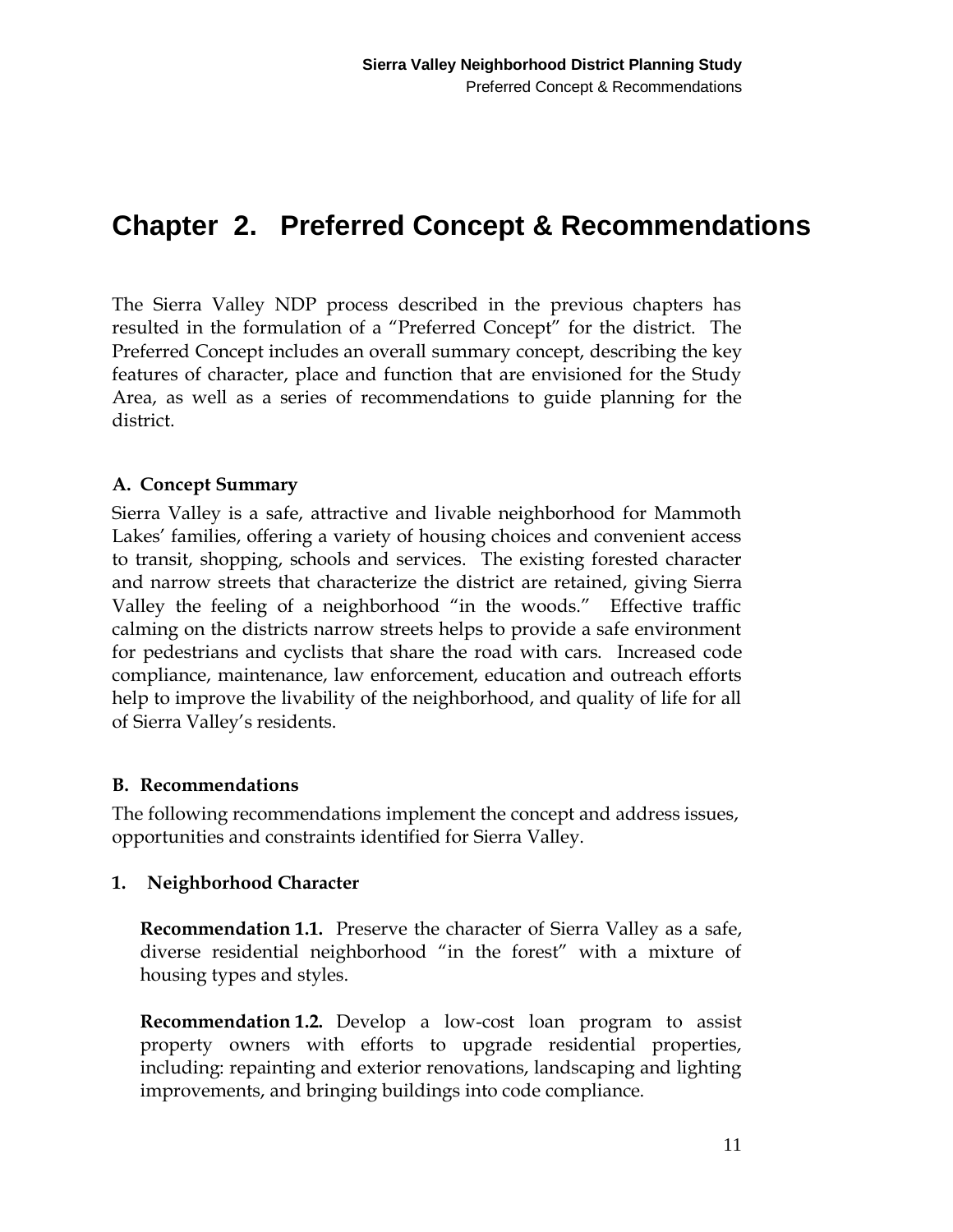# Chapter 2. Preferred Concept & Recommendations

The Sierra Valley NDP process described in the previous chapters has resulted in the formulation of a "Preferred Concept" for the district. The Preferred Concept includes an overall summary concept, describing the key features of character, place and function that are envisioned for the Study Area, as well as a series of recommendations to guide planning for the district.

## A. Concept Summary

Sierra Valley is a safe, attractive and livable neighborhood for Mammoth Lakes' families, offering a variety of housing choices and convenient access to transit, shopping, schools and services. The existing forested character and narrow streets that characterize the district are retained, giving Sierra Valley the feeling of a neighborhood "in the woods." Effective traffic calming on the districts narrow streets helps to provide a safe environment for pedestrians and cyclists that share the road with cars. Increased code compliance, maintenance, law enforcement, education and outreach efforts help to improve the livability of the neighborhood, and quality of life for all of Sierra Valley's residents.

## B. Recommendations

The following recommendations implement the concept and address issues, opportunities and constraints identified for Sierra Valley.

### 1. Neighborhood Character

**Recommendation 1.1.** Preserve the character of Sierra Valley as a safe, diverse residential neighborhood "in the forest" with a mixture of housing types and styles.

**Recommendation 1.2.** Develop a low-cost loan program to assist property owners with efforts to upgrade residential properties, including: repainting and exterior renovations, landscaping and lighting improvements, and bringing buildings into code compliance.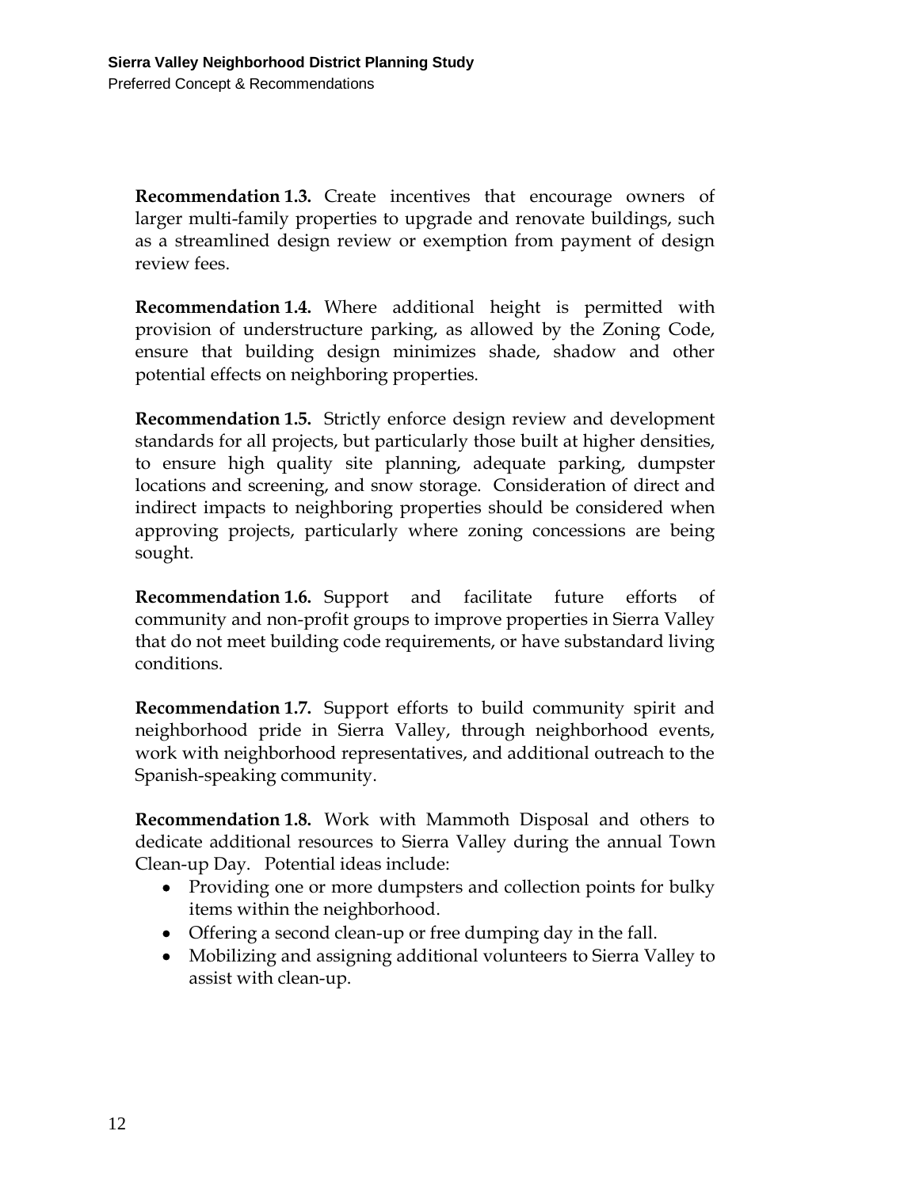**Recommendation 1.3.** Create incentives that encourage owners of larger multi-family properties to upgrade and renovate buildings, such as a streamlined design review or exemption from payment of design review fees.

**Recommendation 1.4.** Where additional height is permitted with provision of understructure parking, as allowed by the Zoning Code, ensure that building design minimizes shade, shadow and other potential effects on neighboring properties.

**Recommendation 1.5.** Strictly enforce design review and development standards for all projects, but particularly those built at higher densities, to ensure high quality site planning, adequate parking, dumpster locations and screening, and snow storage. Consideration of direct and indirect impacts to neighboring properties should be considered when approving projects, particularly where zoning concessions are being sought.

**Recommendation 1.6.** Support and facilitate future efforts of community and non-profit groups to improve properties in Sierra Valley that do not meet building code requirements, or have substandard living conditions.

**Recommendation 1.7.** Support efforts to build community spirit and neighborhood pride in Sierra Valley, through neighborhood events, work with neighborhood representatives, and additional outreach to the Spanish-speaking community.

**Recommendation 1.8.** Work with Mammoth Disposal and others to dedicate additional resources to Sierra Valley during the annual Town Clean-up Day. Potential ideas include:

- Providing one or more dumpsters and collection points for bulky items within the neighborhood.
- Offering a second clean-up or free dumping day in the fall.
- Mobilizing and assigning additional volunteers to Sierra Valley to assist with clean-up.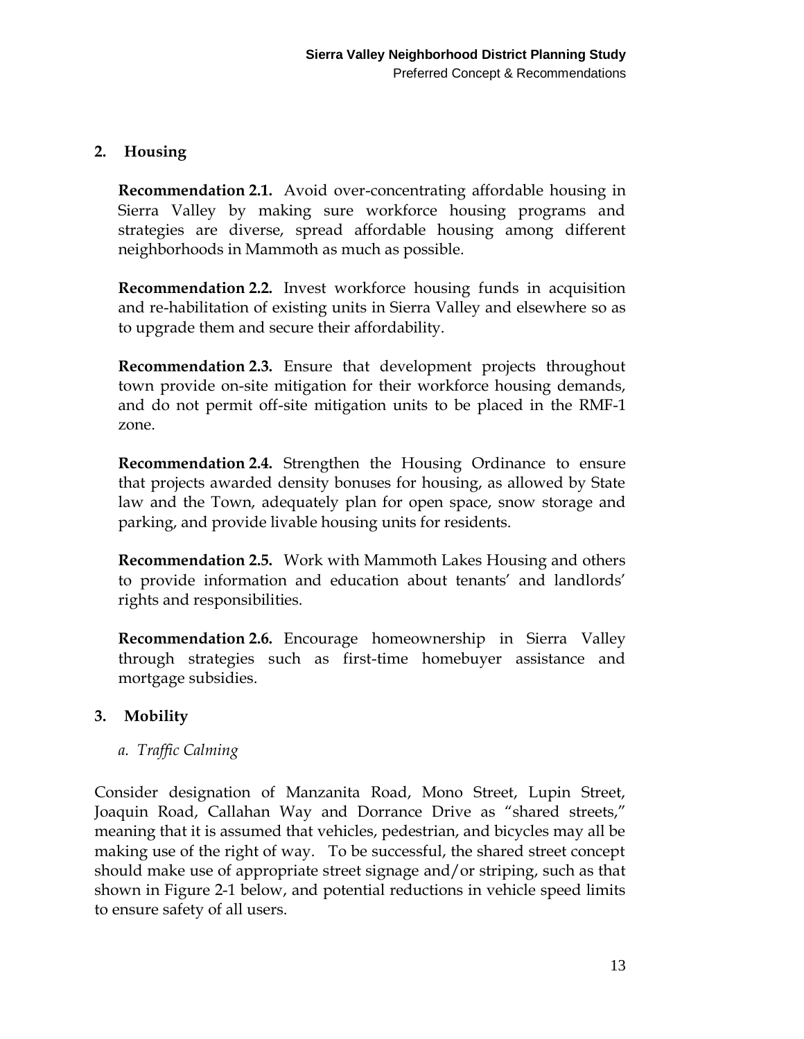## 2. Housing

**Recommendation 2.1.** Avoid over-concentrating affordable housing in Sierra Valley by making sure workforce housing programs and strategies are diverse, spread affordable housing among different neighborhoods in Mammoth as much as possible.

**Recommendation 2.2.** Invest workforce housing funds in acquisition and re-habilitation of existing units in Sierra Valley and elsewhere so as to upgrade them and secure their affordability.

**Recommendation 2.3.** Ensure that development projects throughout town provide on-site mitigation for their workforce housing demands, and do not permit off-site mitigation units to be placed in the RMF-1 zone.

**Recommendation 2.4.** Strengthen the Housing Ordinance to ensure that projects awarded density bonuses for housing, as allowed by State law and the Town, adequately plan for open space, snow storage and parking, and provide livable housing units for residents.

**Recommendation 2.5.** Work with Mammoth Lakes Housing and others to provide information and education about tenants' and landlords' rights and responsibilities.

**Recommendation 2.6.** Encourage homeownership in Sierra Valley through strategies such as first-time homebuyer assistance and mortgage subsidies.

## 3. Mobility

### *a. Traffic Calming*

Consider designation of Manzanita Road, Mono Street, Lupin Street, Joaquin Road, Callahan Way and Dorrance Drive as "shared streets," meaning that it is assumed that vehicles, pedestrian, and bicycles may all be making use of the right of way. To be successful, the shared street concept should make use of appropriate street signage and/or striping, such as that shown in Figure 2-1 below, and potential reductions in vehicle speed limits to ensure safety of all users.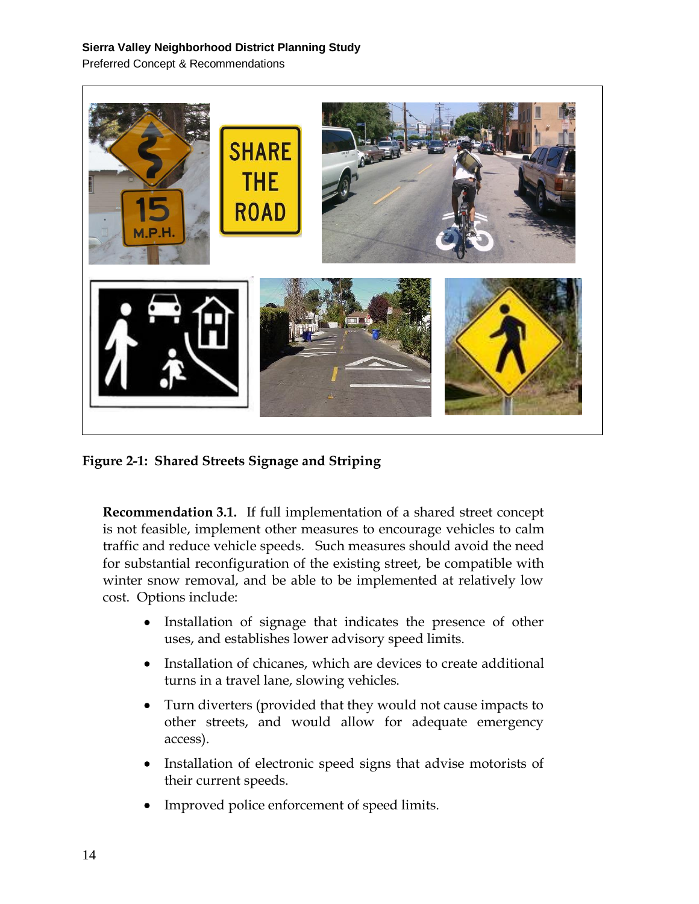**Figure 2-1: Shared Streets Signage and Striping**

**Recommendation 3.1.** If full implementation of a shared street concept is not feasible, implement other measures to encourage vehicles to calm traffic and reduce vehicle speeds. Such measures should avoid the need for substantial reconfiguration of the existing street, be compatible with winter snow removal, and be able to be implemented at relatively low cost. Options include:

- Installation of signage that indicates the presence of other uses, and establishes lower advisory speed limits.
- Installation of chicanes, which are devices to create additional turns in a travel lane, slowing vehicles.
- Turn diverters (provided that they would not cause impacts to other streets, and would allow for adequate emergency access).
- Installation of electronic speed signs that advise motorists of their current speeds.
- Improved police enforcement of speed limits.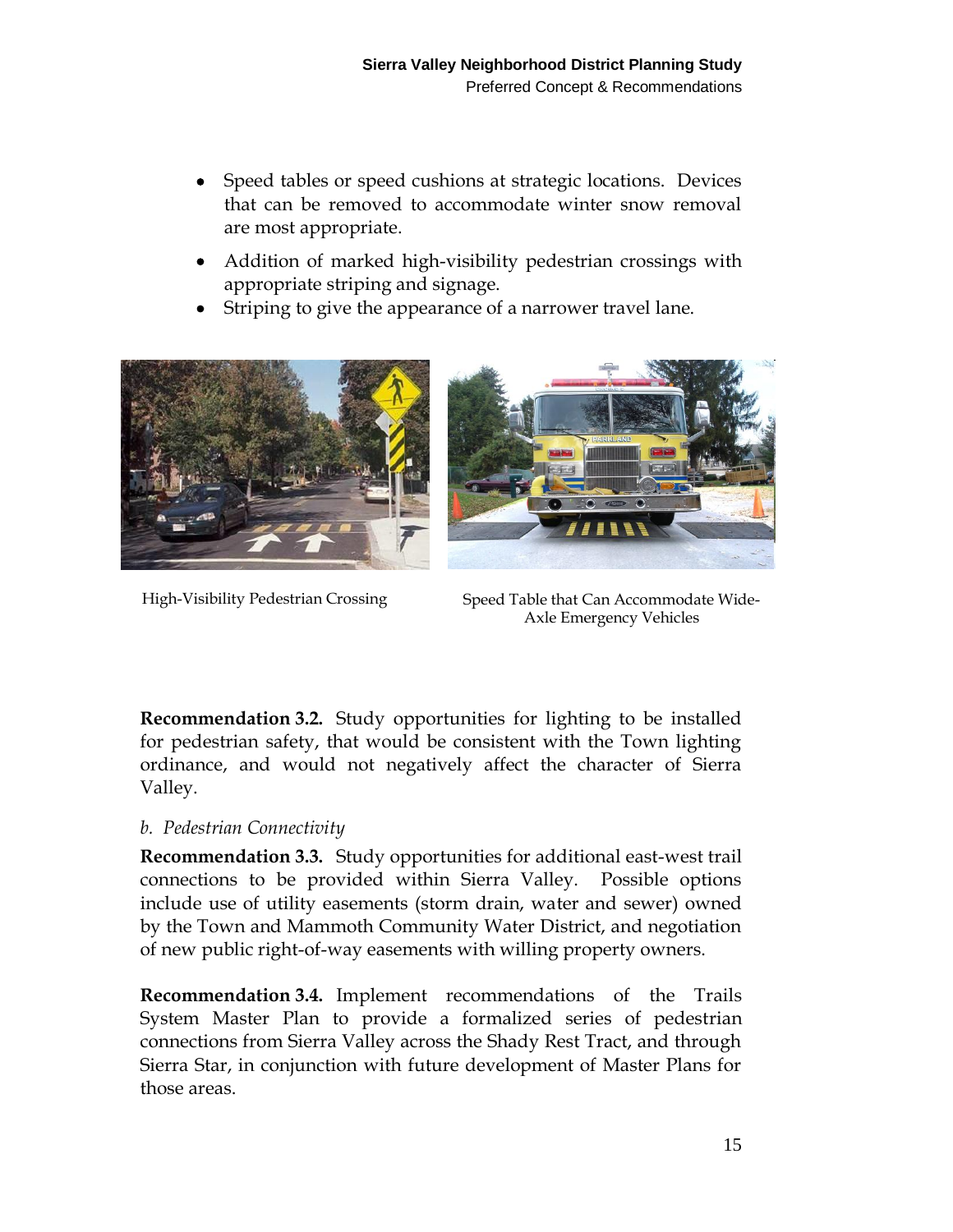- Speed tables or speed cushions at strategic locations. Devices that can be removed to accommodate winter snow removal are most appropriate.
- Addition of marked high-visibility pedestrian crossings with appropriate striping and signage.
- Striping to give the appearance of a narrower travel lane.

High-Visibility Pedestrian Crossing

Speed Table that Can Accommodate Wide-Axle Emergency Vehicles

**Recommendation 3.2.** Study opportunities for lighting to be installed for pedestrian safety, that would be consistent with the Town lighting ordinance, and would not negatively affect the character of Sierra Valley.

*b. Pedestrian Connectivity*

**Recommendation 3.3.** Study opportunities for additional east-west trail connections to be provided within Sierra Valley. Possible options include use of utility easements (storm drain, water and sewer) owned by the Town and Mammoth Community Water District, and negotiation of new public right-of-way easements with willing property owners.

**Recommendation 3.4.** Implement recommendations of the Trails System Master Plan to provide a formalized series of pedestrian connections from Sierra Valley across the Shady Rest Tract, and through Sierra Star, in conjunction with future development of Master Plans for those areas.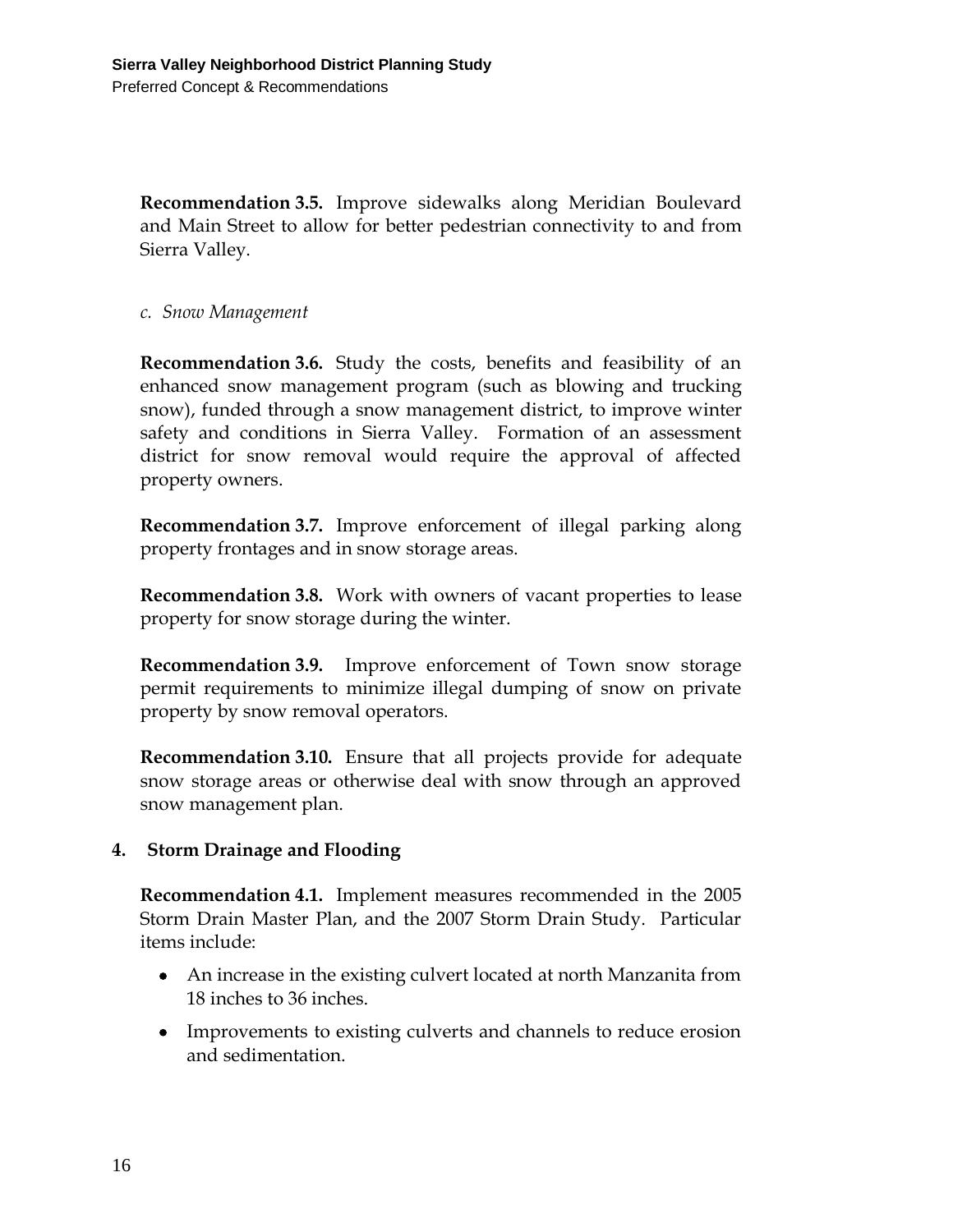**Recommendation 3.5.** Improve sidewalks along Meridian Boulevard and Main Street to allow for better pedestrian connectivity to and from Sierra Valley.

*c. Snow Management*

**Recommendation 3.6.** Study the costs, benefits and feasibility of an enhanced snow management program (such as blowing and trucking snow), funded through a snow management district, to improve winter safety and conditions in Sierra Valley. Formation of an assessment district for snow removal would require the approval of affected property owners.

**Recommendation 3.7.** Improve enforcement of illegal parking along property frontages and in snow storage areas.

**Recommendation 3.8.** Work with owners of vacant properties to lease property for snow storage during the winter.

**Recommendation 3.9.** Improve enforcement of Town snow storage permit requirements to minimize illegal dumping of snow on private property by snow removal operators.

**Recommendation 3.10.** Ensure that all projects provide for adequate snow storage areas or otherwise deal with snow through an approved snow management plan.

**4. Storm Drainage and Flooding**

**Recommendation 4.1.** Implement measures recommended in the 2005 Storm Drain Master Plan, and the 2007 Storm Drain Study. Particular items include:

- An increase in the existing culvert located at north Manzanita from 18 inches to 36 inches.
- Improvements to existing culverts and channels to reduce erosion and sedimentation.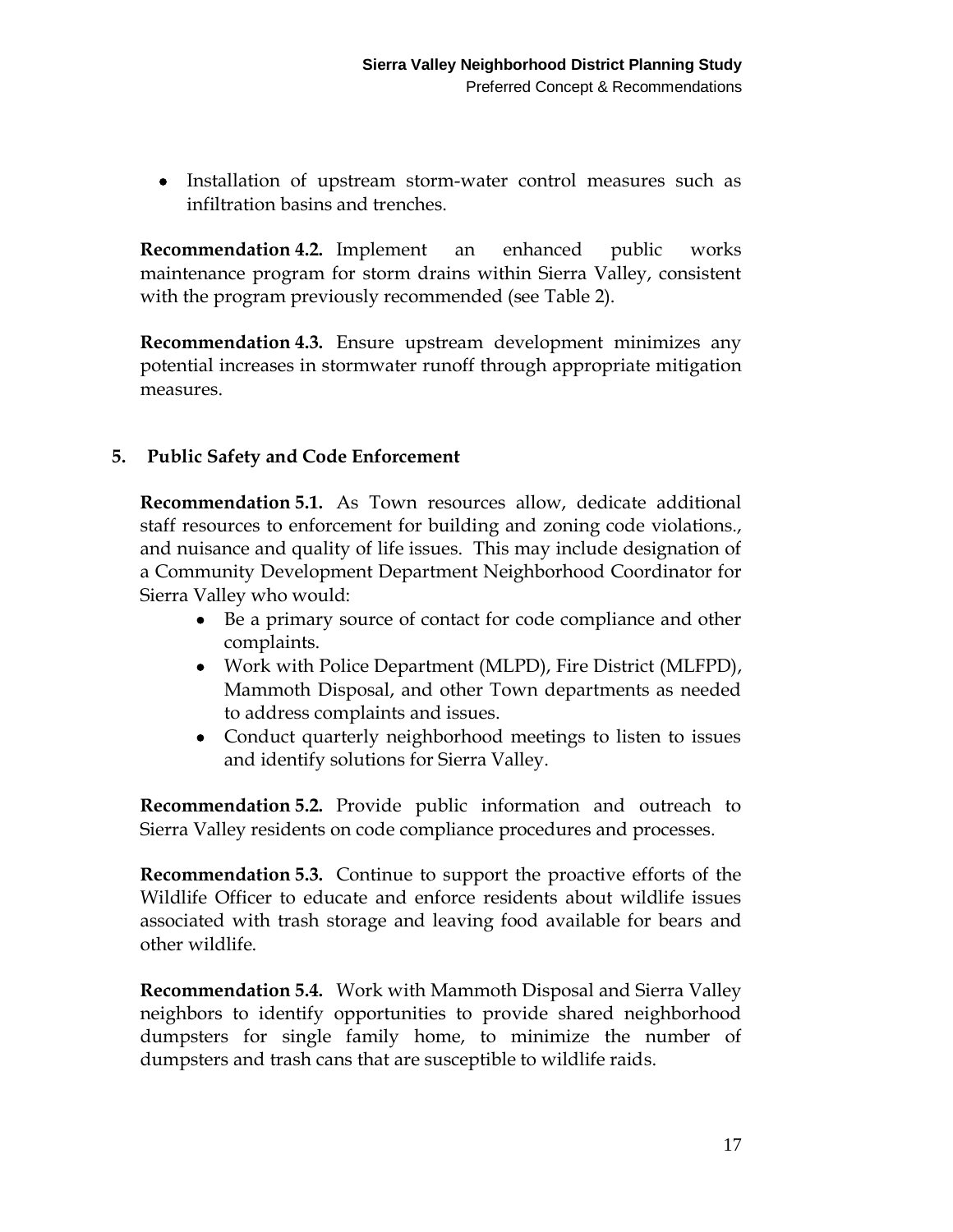- Installation of upstream storm-water control measures such as infiltration basins and trenches.

**Recommendation 4.2.** Implement an enhanced public works maintenance program for storm drains within Sierra Valley, consistent with the program previously recommended (see Table 2).

**Recommendation 4.3.** Ensure upstream development minimizes any potential increases in stormwater runoff through appropriate mitigation measures.

## 5. Public Safety and Code Enforcement

**Recommendation 5.1.** As Town resources allow, dedicate additional staff resources to enforcement for building and zoning code violations., and nuisance and quality of life issues. This may include designation of a Community Development Department Neighborhood Coordinator for Sierra Valley who would:

- Be a primary source of contact for code compliance and other complaints.
- Work with Police Department (MLPD), Fire District (MLFPD), Mammoth Disposal, and other Town departments as needed to address complaints and issues.
- Conduct quarterly neighborhood meetings to listen to issues and identify solutions for Sierra Valley.

**Recommendation 5.2.** Provide public information and outreach to Sierra Valley residents on code compliance procedures and processes.

**Recommendation 5.3.** Continue to support the proactive efforts of the Wildlife Officer to educate and enforce residents about wildlife issues associated with trash storage and leaving food available for bears and other wildlife.

**Recommendation 5.4.** Work with Mammoth Disposal and Sierra Valley neighbors to identify opportunities to provide shared neighborhood dumpsters for single family home, to minimize the number of dumpsters and trash cans that are susceptible to wildlife raids.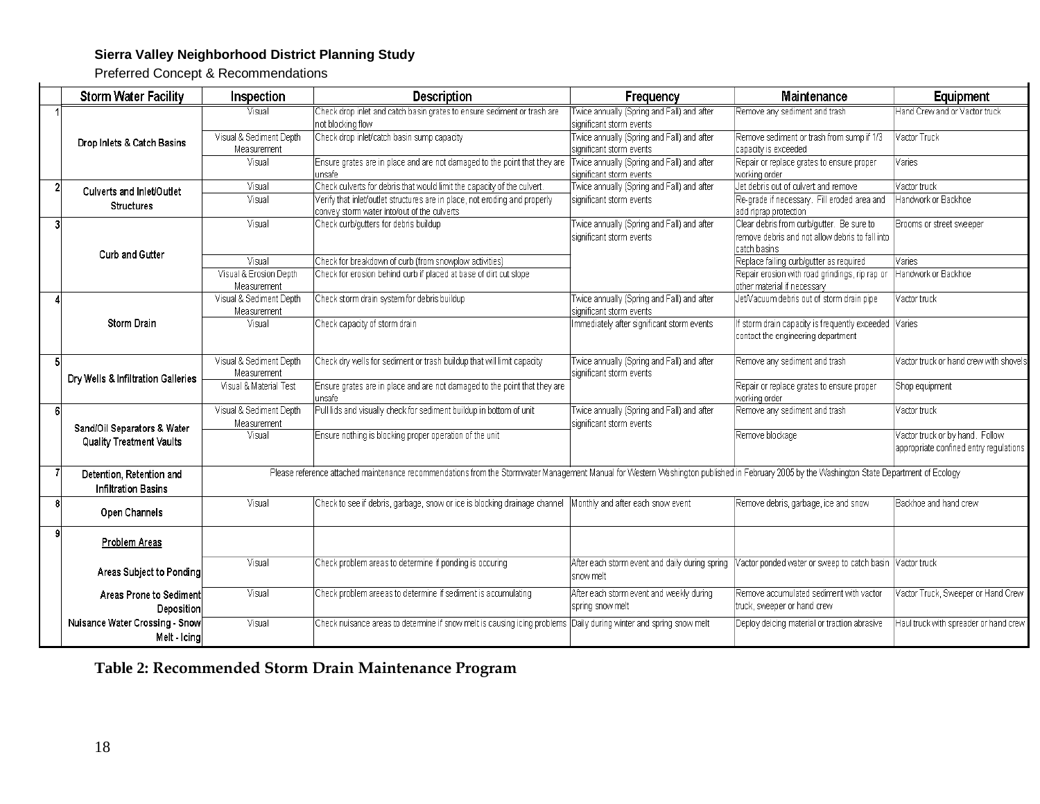**Sierra Valley Neighborhood District Planning Study**

Preferred Concept & Recommendations

| | Storm Water Facility | Inspection | Description | Frequency | Maintenance | Equipment |
|---|---|---|---|---|---|---|
| 1 | Drop Inlets & Catch Basins | Visual | Check drop inlet and catch basin grates to ensure sediment or trash are not blocking flow | Twice annually (Spring and Fall) and after significant storm events | Remove any sediment and trash | Hand Crew and or Vactor truck |
| | | Visual & Sediment Depth Measurement | Check drop inlet/catch basin sump capacity | Twice annually (Spring and Fall) and after significant storm events | Remove sediment or trash from sump if 1/3 capacity is exceeded | Vactor Truck |
| | | Visual | Ensure grates are in place and are not damaged to the point that they are unsafe | Twice annually (Spring and Fall) and after significant storm events | Repair or replace grates to ensure proper working order | Varies |
| 2 | Culverts and Inlet/Outlet Structures | Visual | Check culverts for debris that would limit the capacity of the culvert | Twice annually (Spring and Fall) and after significant storm events | Jet debris out of culvert and remove | Vactor truck |
| | | Visual | Verify that inlet/outlet structures are in place, not eroding and properly convey storm water into/out of the culverts | | Re-grade if necessary. Fill eroded area and add riprap protection | Handwork or Backhoe |
| 3 | Curb and Gutter | Visual | Check curb/gutters for debris buildup | Twice annually (Spring and Fall) and after significant storm events | Clear debris from curb/gutter. Be sure to remove debris and not allow debris to fall into catch basins | Brooms or street sweeper |
| | | Visual | Check for breakdown of curb (from snowplow activties) | | Replace failing curb/gutter as required | Varies |
| | | Visual & Erosion Depth Measurement | Check for erosion behind curb if placed at base of dirt cut slope | | Repair erosion with road grindings, rip rap or other material if necessary | Handwork or Backhoe |
| 4 | Storm Drain | Visual & Sediment Depth Measurement | Check storm drain system for debris buildup | Twice annually (Spring and Fall) and after significant storm events | Jet/Vacuum debris out of storm drain pipe | Vactor truck |
| | | Visual | Check capacity of storm drain | Immediately after significant storm events | If storm drain capacity is frequently exceeded contact the engineering department | Varies |
| 5 | Dry Wells & Infiltration Galleries | Visual & Sediment Depth Measurement | Check dry wells for sediment or trash buildup that will limit capacity | Twice annually (Spring and Fall) and after significant storm events | Remove any sediment and trash | Vactor truck or hand crew with shovels |
| | | Visual & Material Test | Ensure grates are in place and are not damaged to the point that they are unsafe | | Repair or replace grates to ensure proper working order | Shop equipment |
| 6 | Sand/Oil Separators & Water Quality Treatment Vaults | Visual & Sediment Depth Measurement | Pull lids and visually check for sediment buildup in bottom of unit | Twice annually (Spring and Fall) and after significant storm events | Remove any sediment and trash | Vactor truck |
| | | Visual | Ensure nothing is blocking proper operation of the unit | | Remove blockage | Vactor truck or by hand. Follow appropriate confined entry regulations |
| 7 | Detention, Retention and Infiltration Basins | Please reference attached maintenance recommendations from the Stormwater Management Manual for Western Washington published in February 2005 by the Washington State Department of Ecology | | | | |
| 8 | Open Channels | Visual | Check to see if debris, garbage, snow or ice is blocking drainage channel | Monthly and after each snow event | Remove debris, garbage, ice and snow | Backhoe and hand crew |
| 9 | Problem Areas | | | | | |
| | Areas Subject to Ponding | Visual | Check problem areas to determine if ponding is occuring | After each storm event and daily during spring snow melt | Vactor ponded water or sweep to catch basin | Vactor truck |
| | Areas Prone to Sediment Deposition | Visual | Check problem areeas to determine if sediment is accumulating | After each storm event and weekly during spring snow melt | Remove accumulated sediment with vactor truck, sweeper or hand crew | Vactor Truck, Sweeper or Hand Crew |
| | Nuisance Water Crossing - Snow Melt - Icing | Visual | Check nuisance areas to determine if snow melt is causing icing problems | Daily during winter and spring snow melt | Deploy deicing material or traction abrasive | Haul truck with spreader or hand crew |

**Table 2: Recommended Storm Drain Maintenance Program**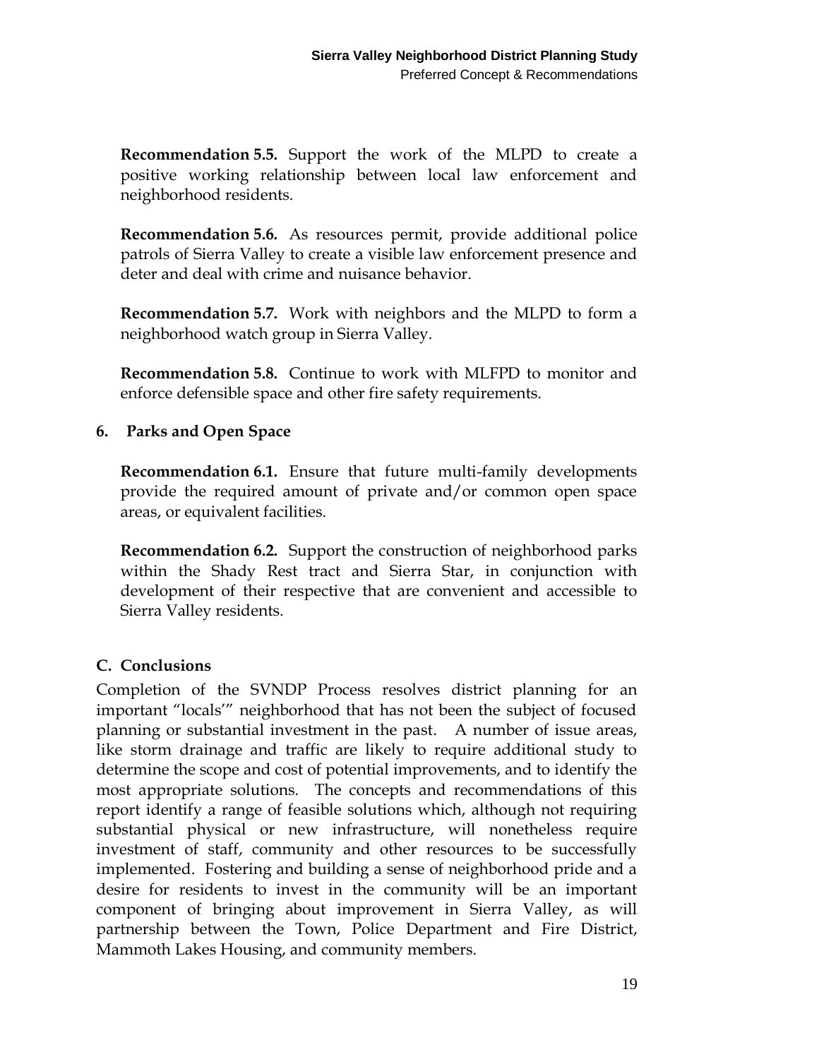**Recommendation 5.5.** Support the work of the MLPD to create a positive working relationship between local law enforcement and neighborhood residents.

**Recommendation 5.6.** As resources permit, provide additional police patrols of Sierra Valley to create a visible law enforcement presence and deter and deal with crime and nuisance behavior.

**Recommendation 5.7.** Work with neighbors and the MLPD to form a neighborhood watch group in Sierra Valley.

**Recommendation 5.8.** Continue to work with MLFPD to monitor and enforce defensible space and other fire safety requirements.

**6. Parks and Open Space**

**Recommendation 6.1.** Ensure that future multi-family developments provide the required amount of private and/or common open space areas, or equivalent facilities.

**Recommendation 6.2.** Support the construction of neighborhood parks within the Shady Rest tract and Sierra Star, in conjunction with development of their respective that are convenient and accessible to Sierra Valley residents.

## C. Conclusions

Completion of the SVNDP Process resolves district planning for an important "locals'" neighborhood that has not been the subject of focused planning or substantial investment in the past. A number of issue areas, like storm drainage and traffic are likely to require additional study to determine the scope and cost of potential improvements, and to identify the most appropriate solutions. The concepts and recommendations of this report identify a range of feasible solutions which, although not requiring substantial physical or new infrastructure, will nonetheless require investment of staff, community and other resources to be successfully implemented. Fostering and building a sense of neighborhood pride and a desire for residents to invest in the community will be an important component of bringing about improvement in Sierra Valley, as will partnership between the Town, Police Department and Fire District, Mammoth Lakes Housing, and community members.